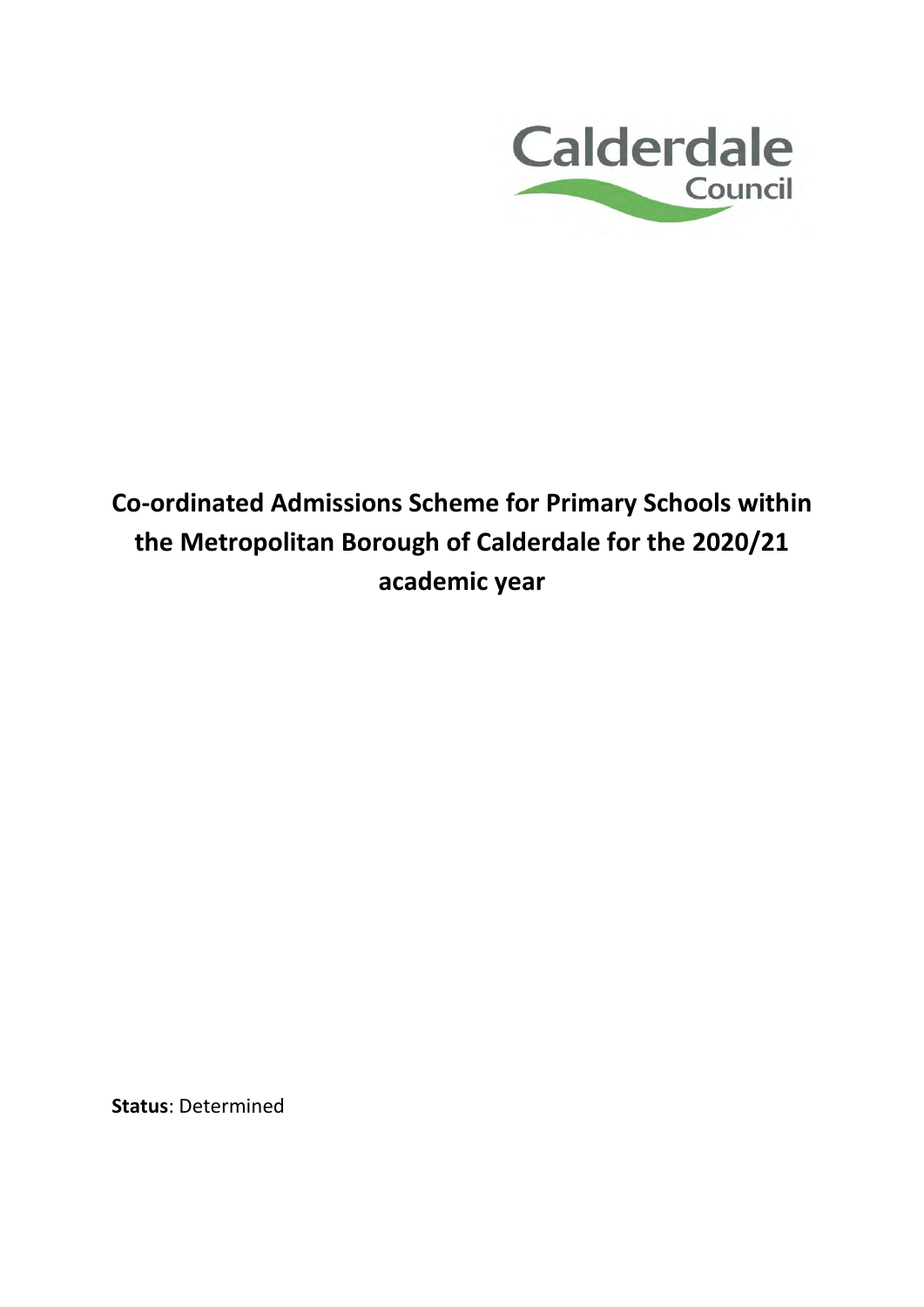# Co-ordinated Admissions Scheme for Primary Schools within the Metropolitan Borough of Calderdale for the 2020/21 academic year

**Status**: Determined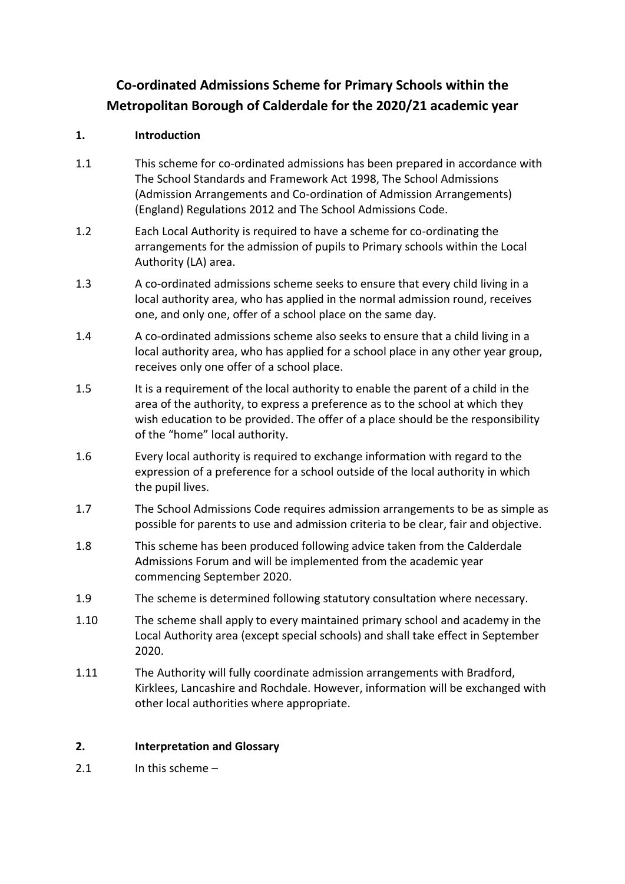# Co-ordinated Admissions Scheme for Primary Schools within the Metropolitan Borough of Calderdale for the 2020/21 academic year

## 1. Introduction

1.1 This scheme for co-ordinated admissions has been prepared in accordance with The School Standards and Framework Act 1998, The School Admissions (Admission Arrangements and Co-ordination of Admission Arrangements) (England) Regulations 2012 and The School Admissions Code.

1.2 Each Local Authority is required to have a scheme for co-ordinating the arrangements for the admission of pupils to Primary schools within the Local Authority (LA) area.

1.3 A co-ordinated admissions scheme seeks to ensure that every child living in a local authority area, who has applied in the normal admission round, receives one, and only one, offer of a school place on the same day.

1.4 A co-ordinated admissions scheme also seeks to ensure that a child living in a local authority area, who has applied for a school place in any other year group, receives only one offer of a school place.

1.5 It is a requirement of the local authority to enable the parent of a child in the area of the authority, to express a preference as to the school at which they wish education to be provided. The offer of a place should be the responsibility of the "home" local authority.

1.6 Every local authority is required to exchange information with regard to the expression of a preference for a school outside of the local authority in which the pupil lives.

1.7 The School Admissions Code requires admission arrangements to be as simple as possible for parents to use and admission criteria to be clear, fair and objective.

1.8 This scheme has been produced following advice taken from the Calderdale Admissions Forum and will be implemented from the academic year commencing September 2020.

1.9 The scheme is determined following statutory consultation where necessary.

1.10 The scheme shall apply to every maintained primary school and academy in the Local Authority area (except special schools) and shall take effect in September 2020.

1.11 The Authority will fully coordinate admission arrangements with Bradford, Kirklees, Lancashire and Rochdale. However, information will be exchanged with other local authorities where appropriate.

## 2. Interpretation and Glossary

2.1 In this scheme –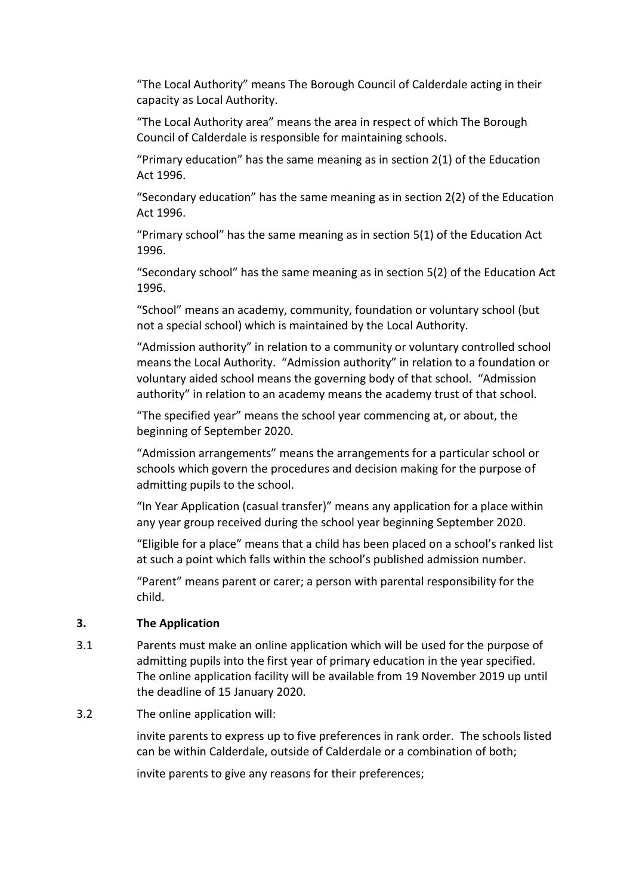"The Local Authority" means The Borough Council of Calderdale acting in their capacity as Local Authority.

"The Local Authority area" means the area in respect of which The Borough Council of Calderdale is responsible for maintaining schools.

"Primary education" has the same meaning as in section 2(1) of the Education Act 1996.

"Secondary education" has the same meaning as in section 2(2) of the Education Act 1996.

"Primary school" has the same meaning as in section 5(1) of the Education Act 1996.

"Secondary school" has the same meaning as in section 5(2) of the Education Act 1996.

"School" means an academy, community, foundation or voluntary school (but not a special school) which is maintained by the Local Authority.

"Admission authority" in relation to a community or voluntary controlled school means the Local Authority. "Admission authority" in relation to a foundation or voluntary aided school means the governing body of that school. "Admission authority" in relation to an academy means the academy trust of that school.

"The specified year" means the school year commencing at, or about, the beginning of September 2020.

"Admission arrangements" means the arrangements for a particular school or schools which govern the procedures and decision making for the purpose of admitting pupils to the school.

"In Year Application (casual transfer)" means any application for a place within any year group received during the school year beginning September 2020.

"Eligible for a place" means that a child has been placed on a school's ranked list at such a point which falls within the school's published admission number.

"Parent" means parent or carer; a person with parental responsibility for the child.

## 3. The Application

3.1 Parents must make an online application which will be used for the purpose of admitting pupils into the first year of primary education in the year specified. The online application facility will be available from 19 November 2019 up until the deadline of 15 January 2020.

3.2 The online application will:

invite parents to express up to five preferences in rank order. The schools listed can be within Calderdale, outside of Calderdale or a combination of both;

invite parents to give any reasons for their preferences;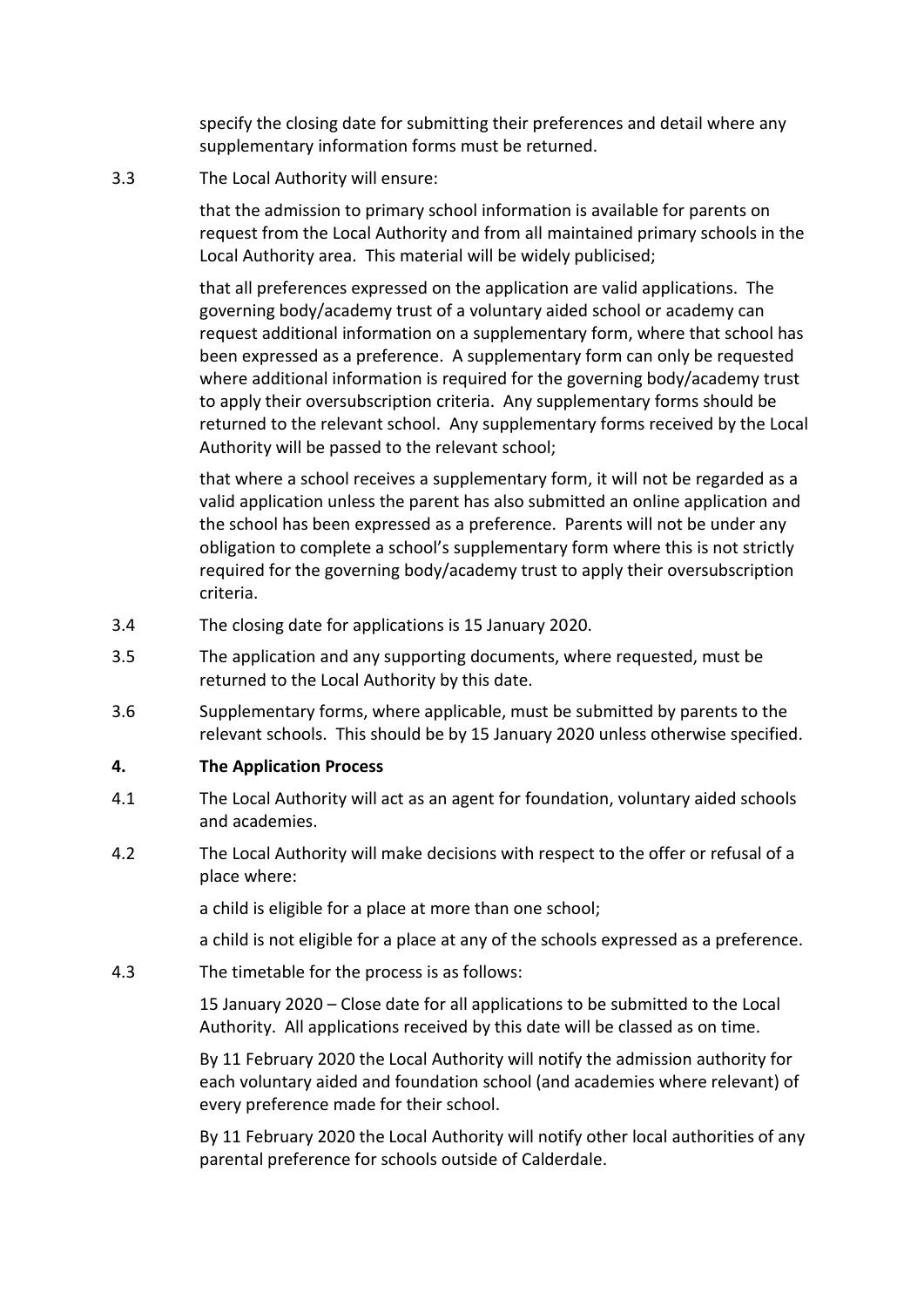specify the closing date for submitting their preferences and detail where any supplementary information forms must be returned.

3.3 The Local Authority will ensure:

that the admission to primary school information is available for parents on request from the Local Authority and from all maintained primary schools in the Local Authority area. This material will be widely publicised;

that all preferences expressed on the application are valid applications. The governing body/academy trust of a voluntary aided school or academy can request additional information on a supplementary form, where that school has been expressed as a preference. A supplementary form can only be requested where additional information is required for the governing body/academy trust to apply their oversubscription criteria. Any supplementary forms should be returned to the relevant school. Any supplementary forms received by the Local Authority will be passed to the relevant school;

that where a school receives a supplementary form, it will not be regarded as a valid application unless the parent has also submitted an online application and the school has been expressed as a preference. Parents will not be under any obligation to complete a school's supplementary form where this is not strictly required for the governing body/academy trust to apply their oversubscription criteria.

3.4 The closing date for applications is 15 January 2020.

3.5 The application and any supporting documents, where requested, must be returned to the Local Authority by this date.

3.6 Supplementary forms, where applicable, must be submitted by parents to the relevant schools. This should be by 15 January 2020 unless otherwise specified.

## 4. The Application Process

4.1 The Local Authority will act as an agent for foundation, voluntary aided schools and academies.

4.2 The Local Authority will make decisions with respect to the offer or refusal of a place where:

a child is eligible for a place at more than one school;

a child is not eligible for a place at any of the schools expressed as a preference.

4.3 The timetable for the process is as follows:

15 January 2020 – Close date for all applications to be submitted to the Local Authority. All applications received by this date will be classed as on time.

By 11 February 2020 the Local Authority will notify the admission authority for each voluntary aided and foundation school (and academies where relevant) of every preference made for their school.

By 11 February 2020 the Local Authority will notify other local authorities of any parental preference for schools outside of Calderdale.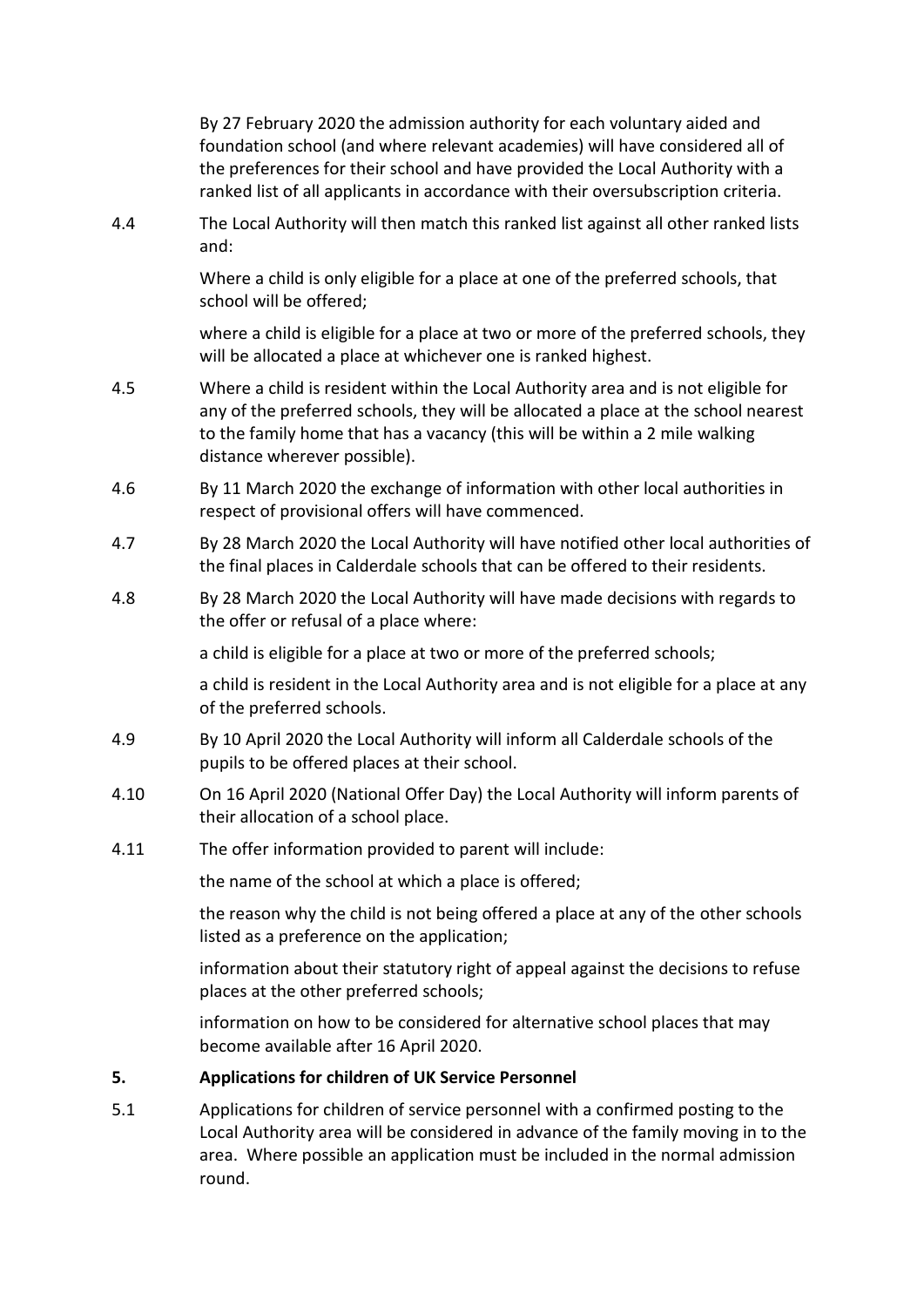By 27 February 2020 the admission authority for each voluntary aided and foundation school (and where relevant academies) will have considered all of the preferences for their school and have provided the Local Authority with a ranked list of all applicants in accordance with their oversubscription criteria.

4.4 The Local Authority will then match this ranked list against all other ranked lists and:

Where a child is only eligible for a place at one of the preferred schools, that school will be offered;

where a child is eligible for a place at two or more of the preferred schools, they will be allocated a place at whichever one is ranked highest.

4.5 Where a child is resident within the Local Authority area and is not eligible for any of the preferred schools, they will be allocated a place at the school nearest to the family home that has a vacancy (this will be within a 2 mile walking distance wherever possible).

4.6 By 11 March 2020 the exchange of information with other local authorities in respect of provisional offers will have commenced.

4.7 By 28 March 2020 the Local Authority will have notified other local authorities of the final places in Calderdale schools that can be offered to their residents.

4.8 By 28 March 2020 the Local Authority will have made decisions with regards to the offer or refusal of a place where:

a child is eligible for a place at two or more of the preferred schools;

a child is resident in the Local Authority area and is not eligible for a place at any of the preferred schools.

4.9 By 10 April 2020 the Local Authority will inform all Calderdale schools of the pupils to be offered places at their school.

4.10 On 16 April 2020 (National Offer Day) the Local Authority will inform parents of their allocation of a school place.

4.11 The offer information provided to parent will include:

the name of the school at which a place is offered;

the reason why the child is not being offered a place at any of the other schools listed as a preference on the application;

information about their statutory right of appeal against the decisions to refuse places at the other preferred schools;

information on how to be considered for alternative school places that may become available after 16 April 2020.

## 5. Applications for children of UK Service Personnel

5.1 Applications for children of service personnel with a confirmed posting to the Local Authority area will be considered in advance of the family moving in to the area. Where possible an application must be included in the normal admission round.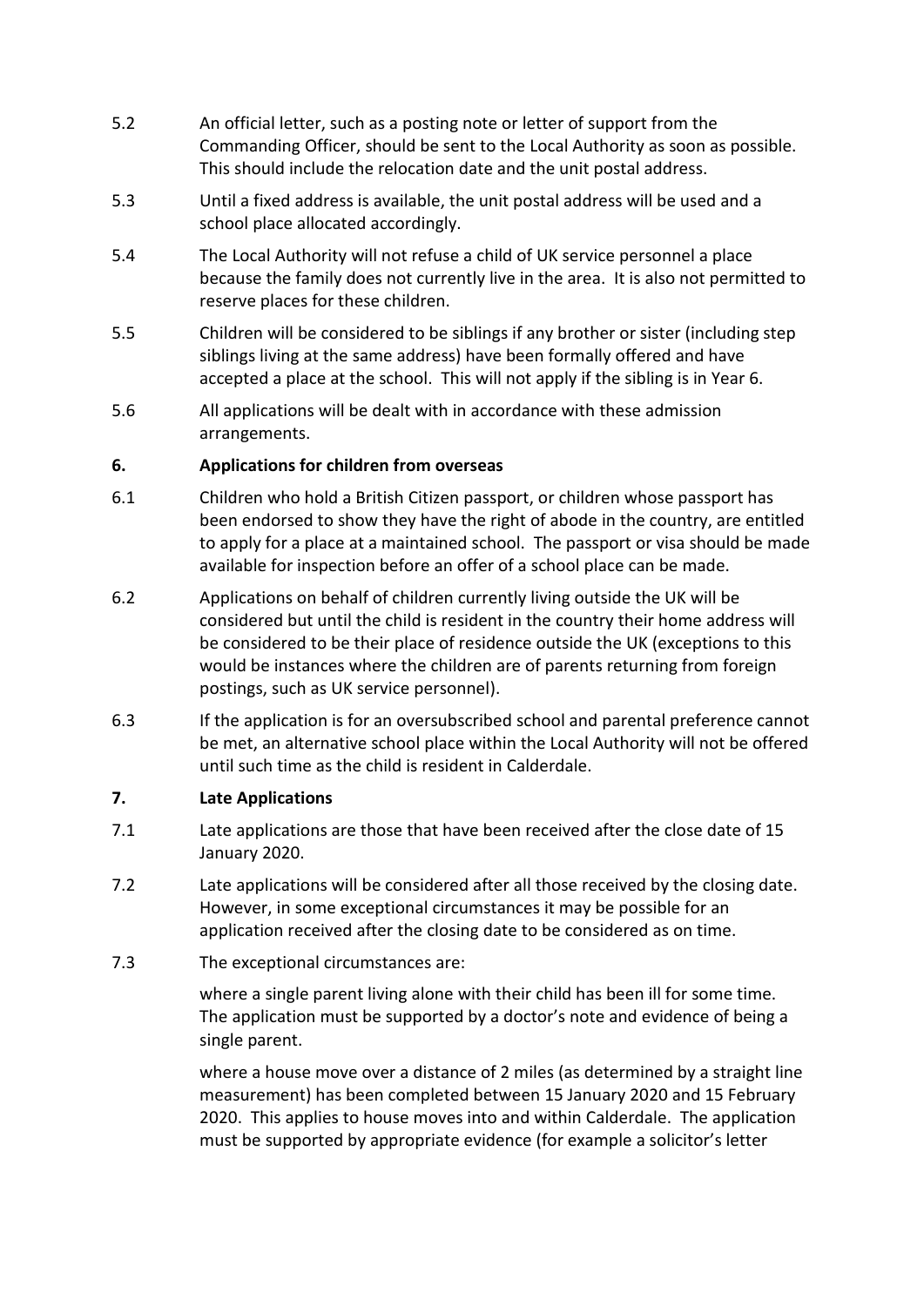5.2 An official letter, such as a posting note or letter of support from the Commanding Officer, should be sent to the Local Authority as soon as possible. This should include the relocation date and the unit postal address.

5.3 Until a fixed address is available, the unit postal address will be used and a school place allocated accordingly.

5.4 The Local Authority will not refuse a child of UK service personnel a place because the family does not currently live in the area. It is also not permitted to reserve places for these children.

5.5 Children will be considered to be siblings if any brother or sister (including step siblings living at the same address) have been formally offered and have accepted a place at the school. This will not apply if the sibling is in Year 6.

5.6 All applications will be dealt with in accordance with these admission arrangements.

## 6. Applications for children from overseas

6.1 Children who hold a British Citizen passport, or children whose passport has been endorsed to show they have the right of abode in the country, are entitled to apply for a place at a maintained school. The passport or visa should be made available for inspection before an offer of a school place can be made.

6.2 Applications on behalf of children currently living outside the UK will be considered but until the child is resident in the country their home address will be considered to be their place of residence outside the UK (exceptions to this would be instances where the children are of parents returning from foreign postings, such as UK service personnel).

6.3 If the application is for an oversubscribed school and parental preference cannot be met, an alternative school place within the Local Authority will not be offered until such time as the child is resident in Calderdale.

## 7. Late Applications

7.1 Late applications are those that have been received after the close date of 15 January 2020.

7.2 Late applications will be considered after all those received by the closing date. However, in some exceptional circumstances it may be possible for an application received after the closing date to be considered as on time.

7.3 The exceptional circumstances are:

where a single parent living alone with their child has been ill for some time. The application must be supported by a doctor's note and evidence of being a single parent.

where a house move over a distance of 2 miles (as determined by a straight line measurement) has been completed between 15 January 2020 and 15 February 2020. This applies to house moves into and within Calderdale. The application must be supported by appropriate evidence (for example a solicitor's letter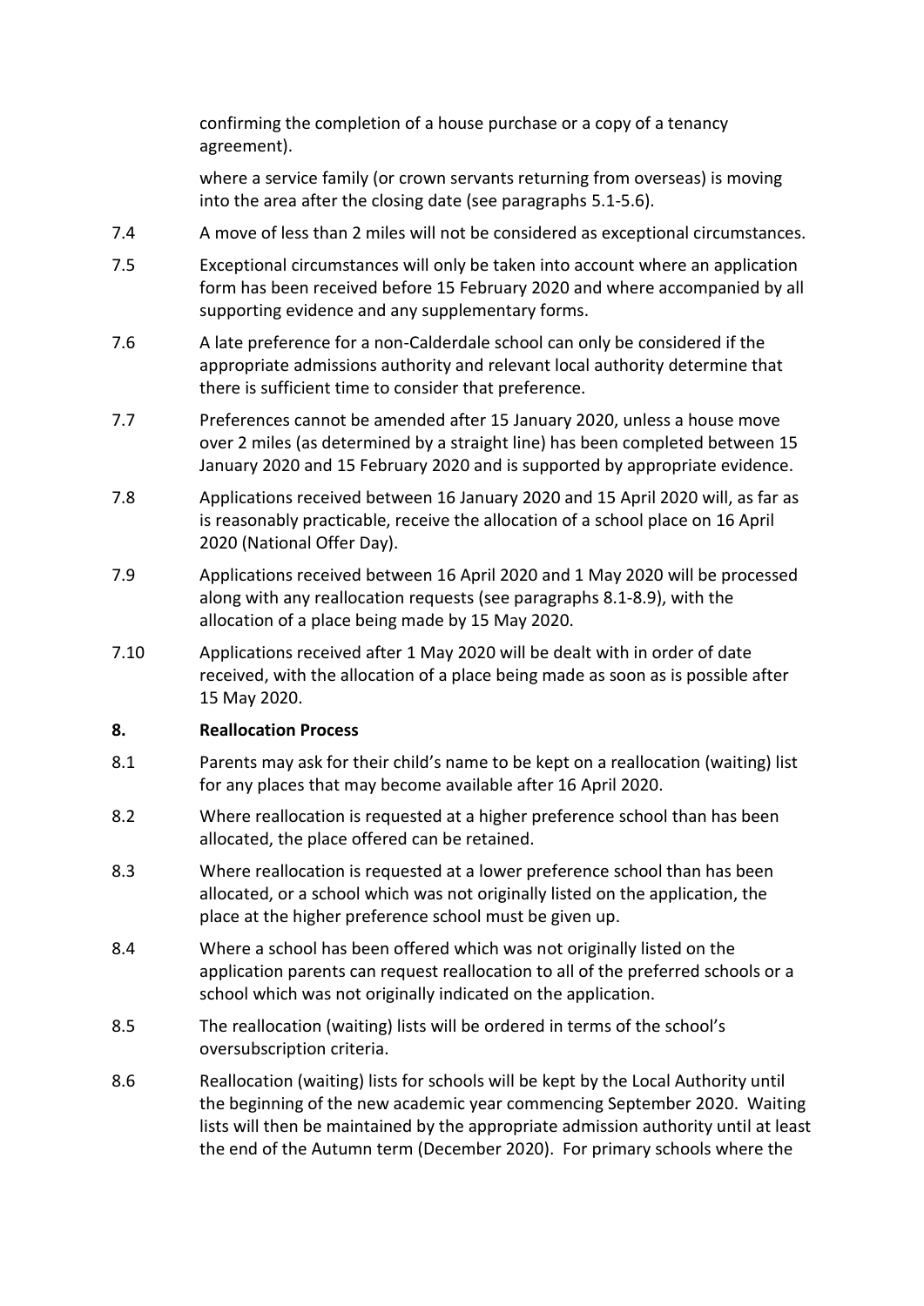confirming the completion of a house purchase or a copy of a tenancy agreement).

where a service family (or crown servants returning from overseas) is moving into the area after the closing date (see paragraphs 5.1-5.6).

7.4 A move of less than 2 miles will not be considered as exceptional circumstances.

7.5 Exceptional circumstances will only be taken into account where an application form has been received before 15 February 2020 and where accompanied by all supporting evidence and any supplementary forms.

7.6 A late preference for a non-Calderdale school can only be considered if the appropriate admissions authority and relevant local authority determine that there is sufficient time to consider that preference.

7.7 Preferences cannot be amended after 15 January 2020, unless a house move over 2 miles (as determined by a straight line) has been completed between 15 January 2020 and 15 February 2020 and is supported by appropriate evidence.

7.8 Applications received between 16 January 2020 and 15 April 2020 will, as far as is reasonably practicable, receive the allocation of a school place on 16 April 2020 (National Offer Day).

7.9 Applications received between 16 April 2020 and 1 May 2020 will be processed along with any reallocation requests (see paragraphs 8.1-8.9), with the allocation of a place being made by 15 May 2020.

7.10 Applications received after 1 May 2020 will be dealt with in order of date received, with the allocation of a place being made as soon as is possible after 15 May 2020.

## 8. Reallocation Process

8.1 Parents may ask for their child's name to be kept on a reallocation (waiting) list for any places that may become available after 16 April 2020.

8.2 Where reallocation is requested at a higher preference school than has been allocated, the place offered can be retained.

8.3 Where reallocation is requested at a lower preference school than has been allocated, or a school which was not originally listed on the application, the place at the higher preference school must be given up.

8.4 Where a school has been offered which was not originally listed on the application parents can request reallocation to all of the preferred schools or a school which was not originally indicated on the application.

8.5 The reallocation (waiting) lists will be ordered in terms of the school's oversubscription criteria.

8.6 Reallocation (waiting) lists for schools will be kept by the Local Authority until the beginning of the new academic year commencing September 2020. Waiting lists will then be maintained by the appropriate admission authority until at least the end of the Autumn term (December 2020). For primary schools where the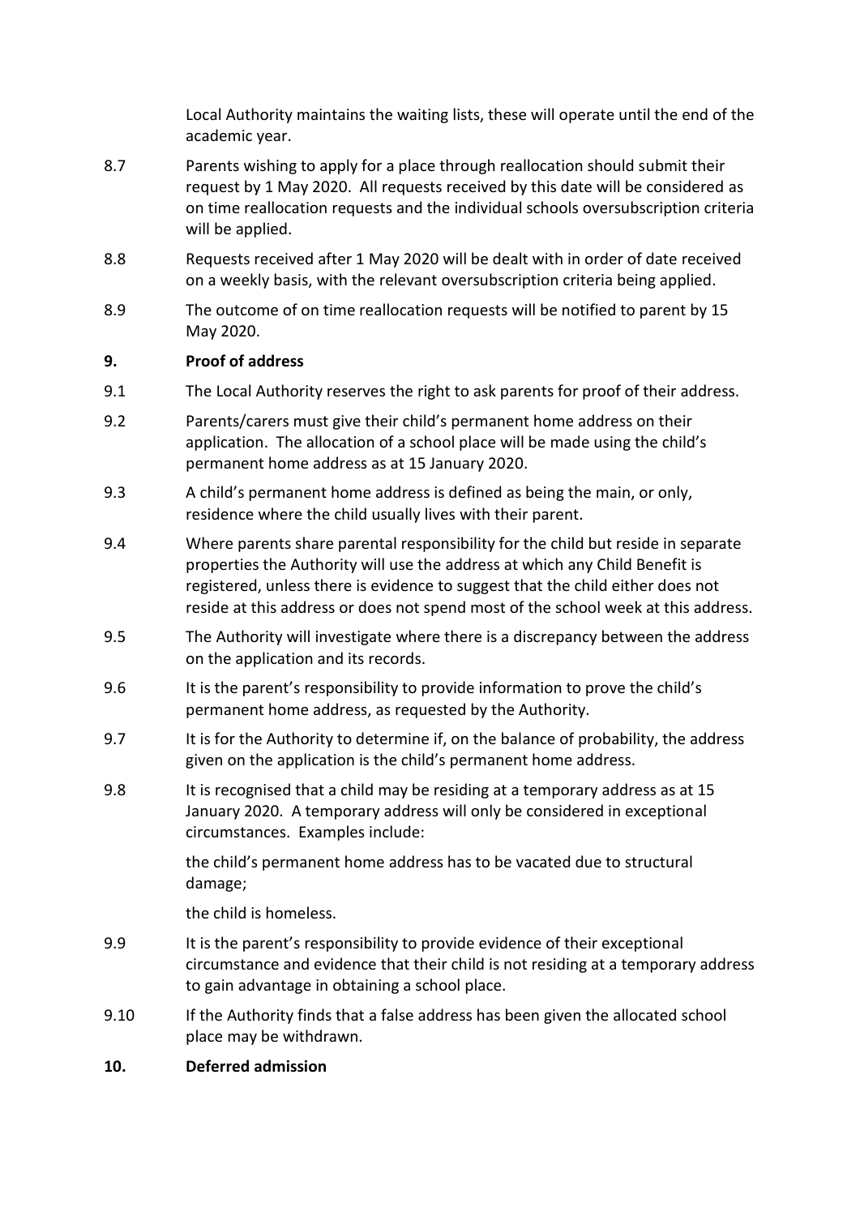Local Authority maintains the waiting lists, these will operate until the end of the academic year.

8.7 Parents wishing to apply for a place through reallocation should submit their request by 1 May 2020. All requests received by this date will be considered as on time reallocation requests and the individual schools oversubscription criteria will be applied.

8.8 Requests received after 1 May 2020 will be dealt with in order of date received on a weekly basis, with the relevant oversubscription criteria being applied.

8.9 The outcome of on time reallocation requests will be notified to parent by 15 May 2020.

## 9. Proof of address

9.1 The Local Authority reserves the right to ask parents for proof of their address.

9.2 Parents/carers must give their child's permanent home address on their application. The allocation of a school place will be made using the child's permanent home address as at 15 January 2020.

9.3 A child's permanent home address is defined as being the main, or only, residence where the child usually lives with their parent.

9.4 Where parents share parental responsibility for the child but reside in separate properties the Authority will use the address at which any Child Benefit is registered, unless there is evidence to suggest that the child either does not reside at this address or does not spend most of the school week at this address.

9.5 The Authority will investigate where there is a discrepancy between the address on the application and its records.

9.6 It is the parent's responsibility to provide information to prove the child's permanent home address, as requested by the Authority.

9.7 It is for the Authority to determine if, on the balance of probability, the address given on the application is the child's permanent home address.

9.8 It is recognised that a child may be residing at a temporary address as at 15 January 2020. A temporary address will only be considered in exceptional circumstances. Examples include:

the child's permanent home address has to be vacated due to structural damage;

the child is homeless.

9.9 It is the parent's responsibility to provide evidence of their exceptional circumstance and evidence that their child is not residing at a temporary address to gain advantage in obtaining a school place.

9.10 If the Authority finds that a false address has been given the allocated school place may be withdrawn.

## 10. Deferred admission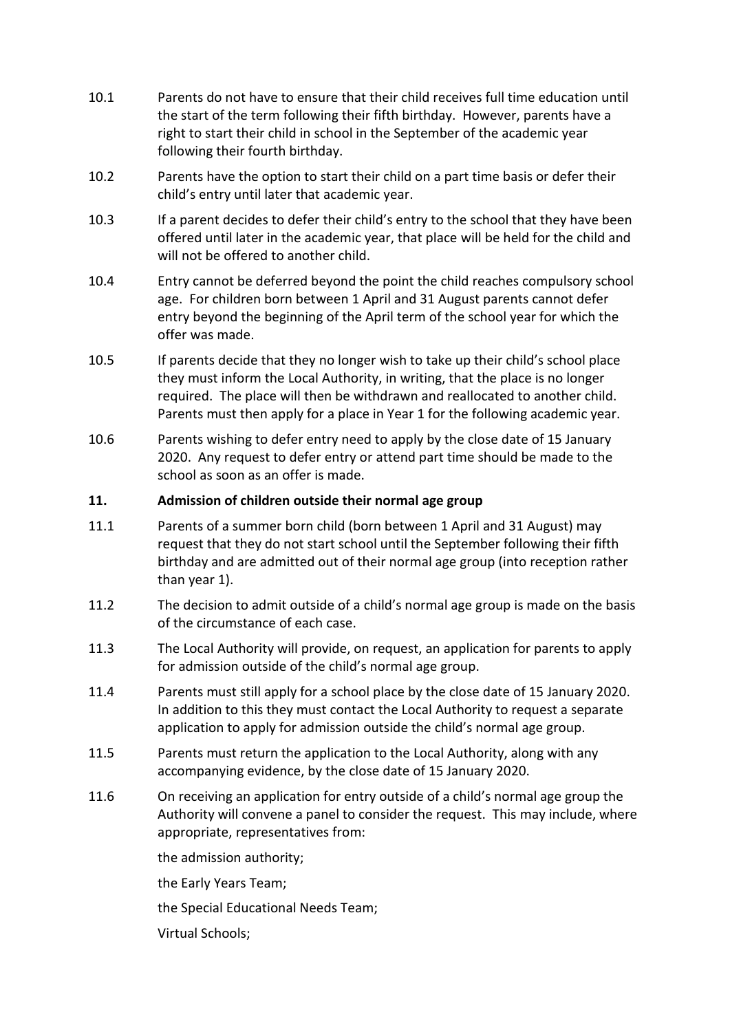10.1 Parents do not have to ensure that their child receives full time education until the start of the term following their fifth birthday. However, parents have a right to start their child in school in the September of the academic year following their fourth birthday.

10.2 Parents have the option to start their child on a part time basis or defer their child's entry until later that academic year.

10.3 If a parent decides to defer their child's entry to the school that they have been offered until later in the academic year, that place will be held for the child and will not be offered to another child.

10.4 Entry cannot be deferred beyond the point the child reaches compulsory school age. For children born between 1 April and 31 August parents cannot defer entry beyond the beginning of the April term of the school year for which the offer was made.

10.5 If parents decide that they no longer wish to take up their child's school place they must inform the Local Authority, in writing, that the place is no longer required. The place will then be withdrawn and reallocated to another child. Parents must then apply for a place in Year 1 for the following academic year.

10.6 Parents wishing to defer entry need to apply by the close date of 15 January 2020. Any request to defer entry or attend part time should be made to the school as soon as an offer is made.

## 11. Admission of children outside their normal age group

11.1 Parents of a summer born child (born between 1 April and 31 August) may request that they do not start school until the September following their fifth birthday and are admitted out of their normal age group (into reception rather than year 1).

11.2 The decision to admit outside of a child's normal age group is made on the basis of the circumstance of each case.

11.3 The Local Authority will provide, on request, an application for parents to apply for admission outside of the child's normal age group.

11.4 Parents must still apply for a school place by the close date of 15 January 2020. In addition to this they must contact the Local Authority to request a separate application to apply for admission outside the child's normal age group.

11.5 Parents must return the application to the Local Authority, along with any accompanying evidence, by the close date of 15 January 2020.

11.6 On receiving an application for entry outside of a child's normal age group the Authority will convene a panel to consider the request. This may include, where appropriate, representatives from:

the admission authority;

the Early Years Team;

the Special Educational Needs Team;

Virtual Schools;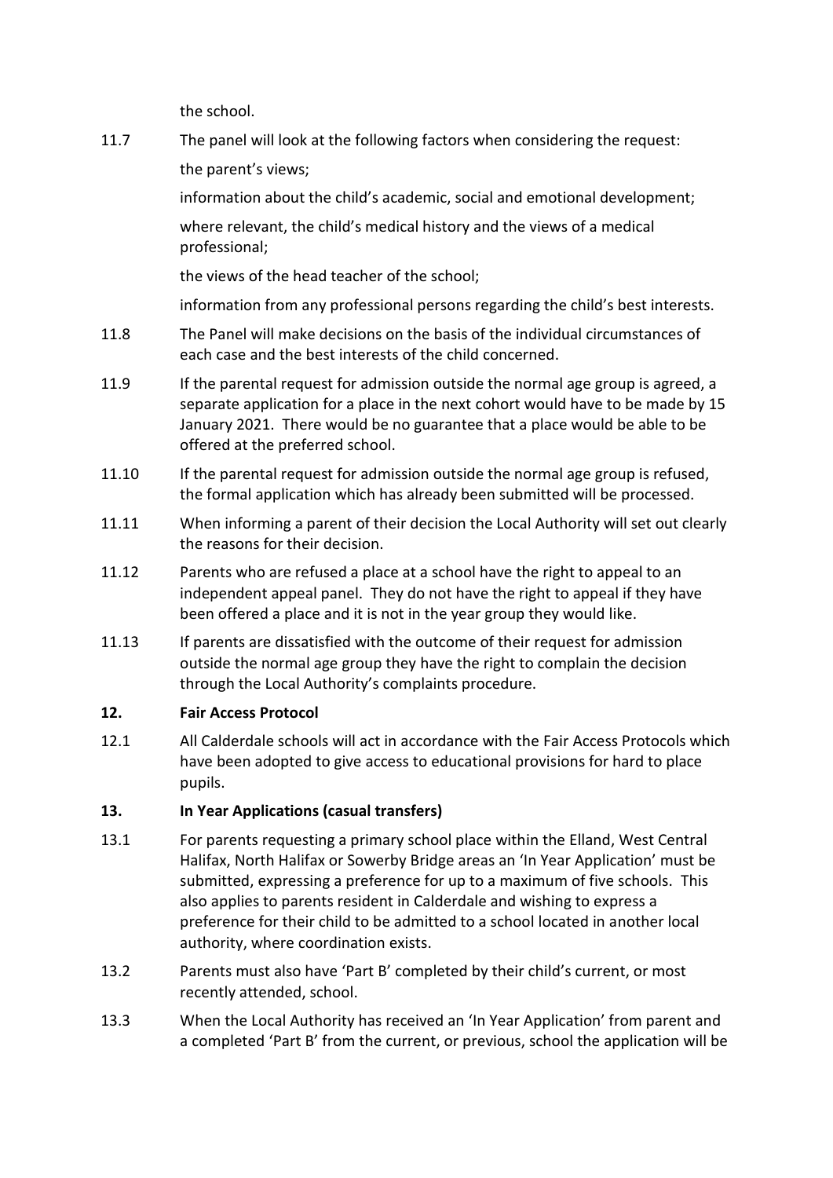the school.

11.7 The panel will look at the following factors when considering the request:

the parent's views;

information about the child's academic, social and emotional development;

where relevant, the child's medical history and the views of a medical professional;

the views of the head teacher of the school;

information from any professional persons regarding the child's best interests.

11.8 The Panel will make decisions on the basis of the individual circumstances of each case and the best interests of the child concerned.

11.9 If the parental request for admission outside the normal age group is agreed, a separate application for a place in the next cohort would have to be made by 15 January 2021. There would be no guarantee that a place would be able to be offered at the preferred school.

11.10 If the parental request for admission outside the normal age group is refused, the formal application which has already been submitted will be processed.

11.11 When informing a parent of their decision the Local Authority will set out clearly the reasons for their decision.

11.12 Parents who are refused a place at a school have the right to appeal to an independent appeal panel. They do not have the right to appeal if they have been offered a place and it is not in the year group they would like.

11.13 If parents are dissatisfied with the outcome of their request for admission outside the normal age group they have the right to complain the decision through the Local Authority's complaints procedure.

## 12. Fair Access Protocol

12.1 All Calderdale schools will act in accordance with the Fair Access Protocols which have been adopted to give access to educational provisions for hard to place pupils.

## 13. In Year Applications (casual transfers)

13.1 For parents requesting a primary school place within the Elland, West Central Halifax, North Halifax or Sowerby Bridge areas an 'In Year Application' must be submitted, expressing a preference for up to a maximum of five schools. This also applies to parents resident in Calderdale and wishing to express a preference for their child to be admitted to a school located in another local authority, where coordination exists.

13.2 Parents must also have 'Part B' completed by their child's current, or most recently attended, school.

13.3 When the Local Authority has received an 'In Year Application' from parent and a completed 'Part B' from the current, or previous, school the application will be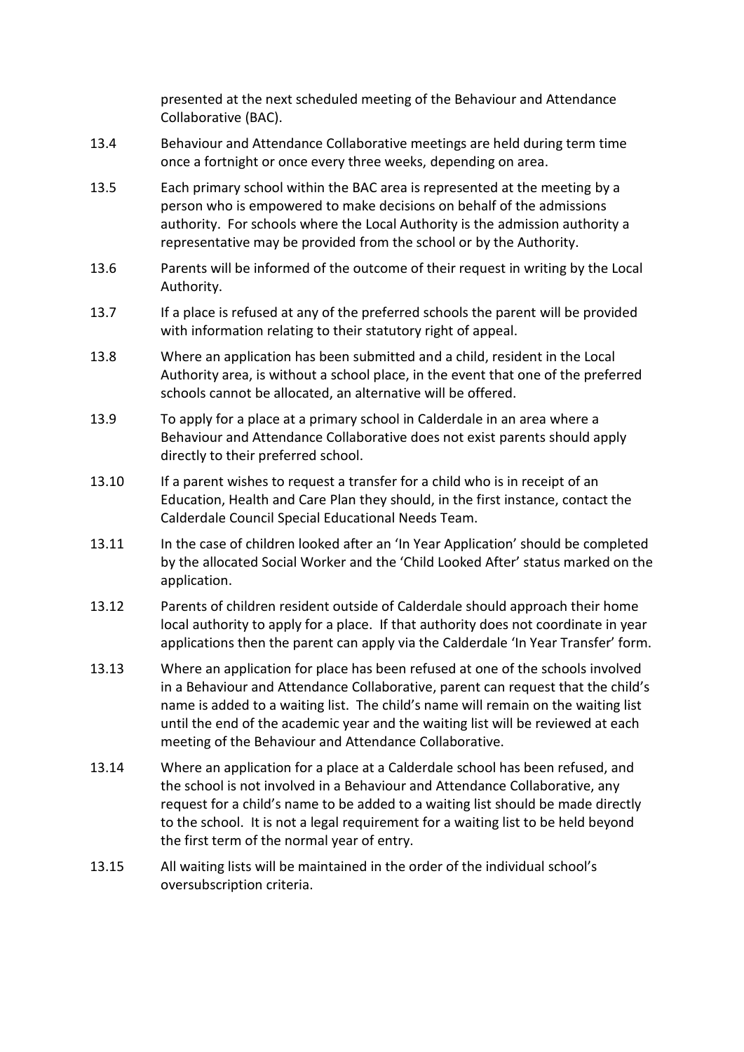presented at the next scheduled meeting of the Behaviour and Attendance Collaborative (BAC).

13.4 Behaviour and Attendance Collaborative meetings are held during term time once a fortnight or once every three weeks, depending on area.

13.5 Each primary school within the BAC area is represented at the meeting by a person who is empowered to make decisions on behalf of the admissions authority. For schools where the Local Authority is the admission authority a representative may be provided from the school or by the Authority.

13.6 Parents will be informed of the outcome of their request in writing by the Local Authority.

13.7 If a place is refused at any of the preferred schools the parent will be provided with information relating to their statutory right of appeal.

13.8 Where an application has been submitted and a child, resident in the Local Authority area, is without a school place, in the event that one of the preferred schools cannot be allocated, an alternative will be offered.

13.9 To apply for a place at a primary school in Calderdale in an area where a Behaviour and Attendance Collaborative does not exist parents should apply directly to their preferred school.

13.10 If a parent wishes to request a transfer for a child who is in receipt of an Education, Health and Care Plan they should, in the first instance, contact the Calderdale Council Special Educational Needs Team.

13.11 In the case of children looked after an 'In Year Application' should be completed by the allocated Social Worker and the 'Child Looked After' status marked on the application.

13.12 Parents of children resident outside of Calderdale should approach their home local authority to apply for a place. If that authority does not coordinate in year applications then the parent can apply via the Calderdale 'In Year Transfer' form.

13.13 Where an application for place has been refused at one of the schools involved in a Behaviour and Attendance Collaborative, parent can request that the child's name is added to a waiting list. The child's name will remain on the waiting list until the end of the academic year and the waiting list will be reviewed at each meeting of the Behaviour and Attendance Collaborative.

13.14 Where an application for a place at a Calderdale school has been refused, and the school is not involved in a Behaviour and Attendance Collaborative, any request for a child's name to be added to a waiting list should be made directly to the school. It is not a legal requirement for a waiting list to be held beyond the first term of the normal year of entry.

13.15 All waiting lists will be maintained in the order of the individual school's oversubscription criteria.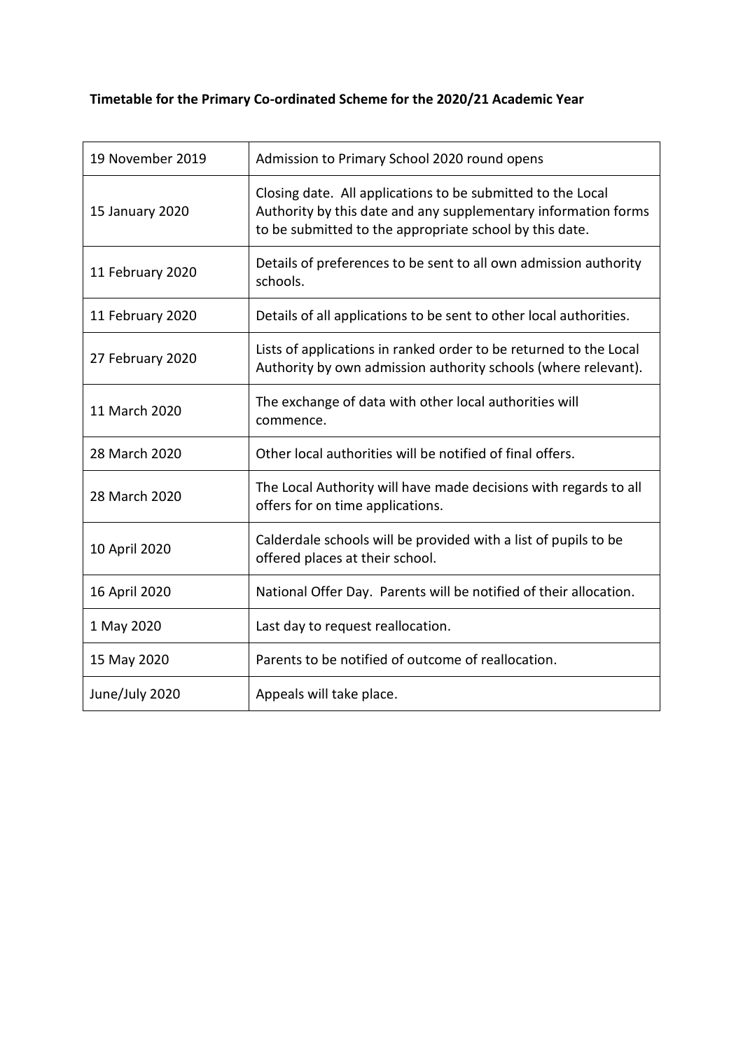**Timetable for the Primary Co-ordinated Scheme for the 2020/21 Academic Year**

| | |
|---|---|
| 19 November 2019 | Admission to Primary School 2020 round opens |
| 15 January 2020 | Closing date. All applications to be submitted to the Local Authority by this date and any supplementary information forms to be submitted to the appropriate school by this date. |
| 11 February 2020 | Details of preferences to be sent to all own admission authority schools. |
| 11 February 2020 | Details of all applications to be sent to other local authorities. |
| 27 February 2020 | Lists of applications in ranked order to be returned to the Local Authority by own admission authority schools (where relevant). |
| 11 March 2020 | The exchange of data with other local authorities will commence. |
| 28 March 2020 | Other local authorities will be notified of final offers. |
| 28 March 2020 | The Local Authority will have made decisions with regards to all offers for on time applications. |
| 10 April 2020 | Calderdale schools will be provided with a list of pupils to be offered places at their school. |
| 16 April 2020 | National Offer Day. Parents will be notified of their allocation. |
| 1 May 2020 | Last day to request reallocation. |
| 15 May 2020 | Parents to be notified of outcome of reallocation. |
| June/July 2020 | Appeals will take place. |